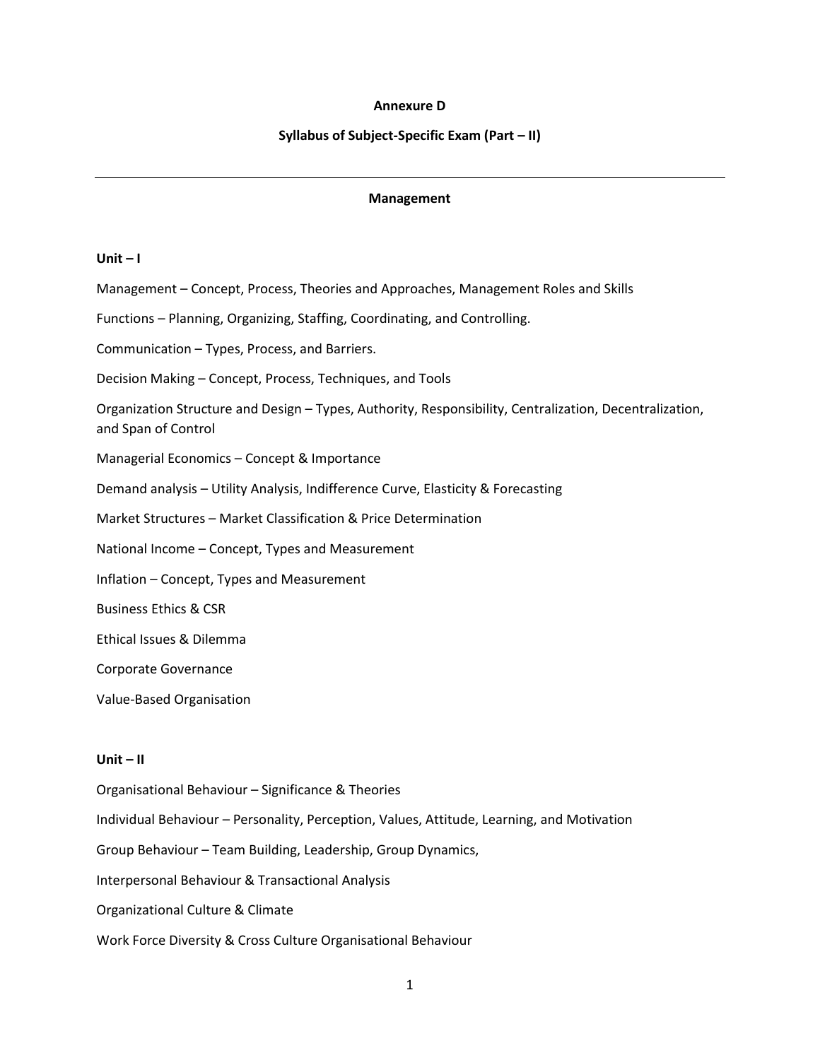**Annexure D**

**Syllabus of Subject-Specific Exam (Part – II)**

---

**Management**

**Unit – I**

Management – Concept, Process, Theories and Approaches, Management Roles and Skills

Functions – Planning, Organizing, Staffing, Coordinating, and Controlling.

Communication – Types, Process, and Barriers.

Decision Making – Concept, Process, Techniques, and Tools

Organization Structure and Design – Types, Authority, Responsibility, Centralization, Decentralization, and Span of Control

Managerial Economics – Concept & Importance

Demand analysis – Utility Analysis, Indifference Curve, Elasticity & Forecasting

Market Structures – Market Classification & Price Determination

National Income – Concept, Types and Measurement

Inflation – Concept, Types and Measurement

Business Ethics & CSR

Ethical Issues & Dilemma

Corporate Governance

Value-Based Organisation

**Unit – II**

Organisational Behaviour – Significance & Theories

Individual Behaviour – Personality, Perception, Values, Attitude, Learning, and Motivation

Group Behaviour – Team Building, Leadership, Group Dynamics,

Interpersonal Behaviour & Transactional Analysis

Organizational Culture & Climate

Work Force Diversity & Cross Culture Organisational Behaviour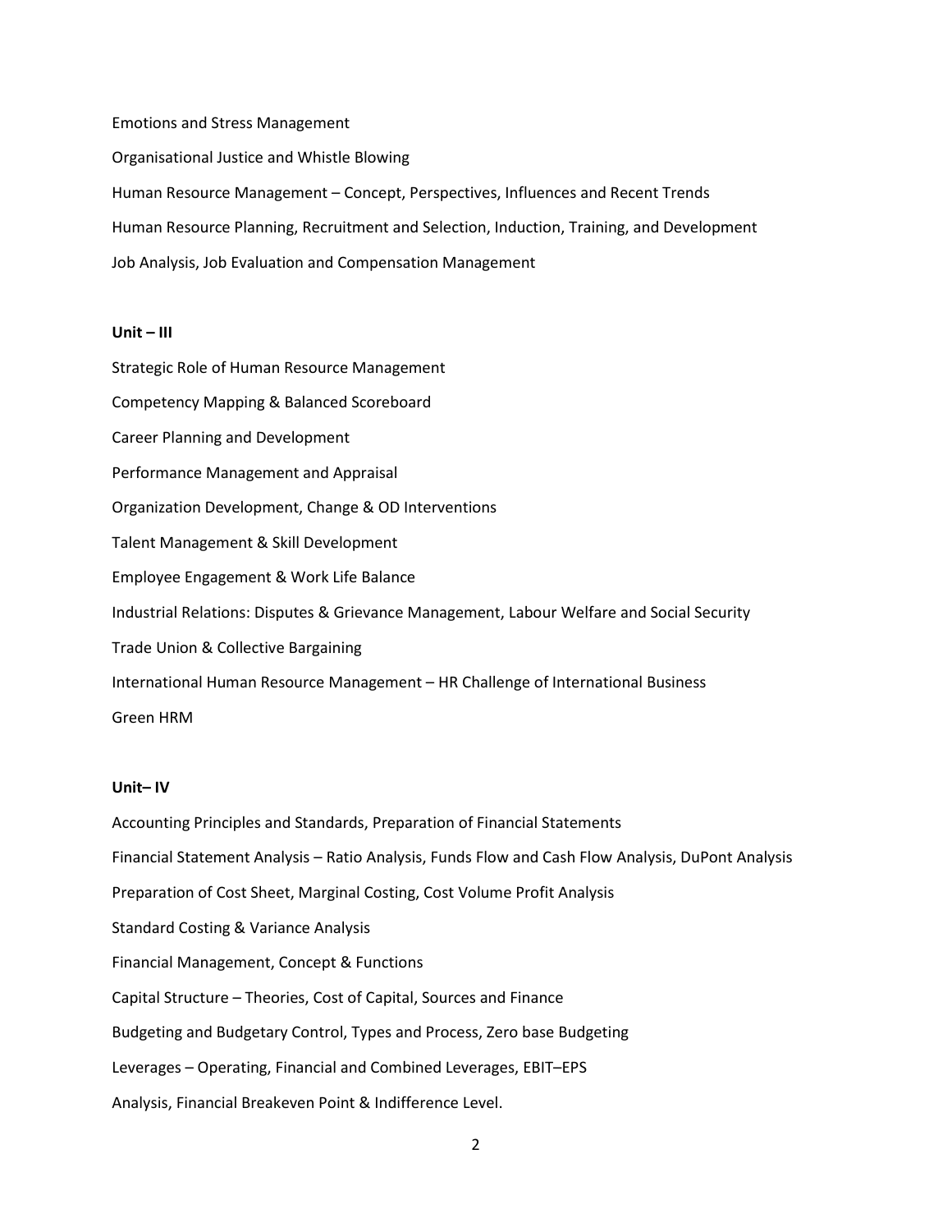Emotions and Stress Management

Organisational Justice and Whistle Blowing

Human Resource Management – Concept, Perspectives, Influences and Recent Trends

Human Resource Planning, Recruitment and Selection, Induction, Training, and Development

Job Analysis, Job Evaluation and Compensation Management

**Unit – III**

Strategic Role of Human Resource Management

Competency Mapping & Balanced Scoreboard

Career Planning and Development

Performance Management and Appraisal

Organization Development, Change & OD Interventions

Talent Management & Skill Development

Employee Engagement & Work Life Balance

Industrial Relations: Disputes & Grievance Management, Labour Welfare and Social Security

Trade Union & Collective Bargaining

International Human Resource Management – HR Challenge of International Business

Green HRM

**Unit– IV**

Accounting Principles and Standards, Preparation of Financial Statements

Financial Statement Analysis – Ratio Analysis, Funds Flow and Cash Flow Analysis, DuPont Analysis

Preparation of Cost Sheet, Marginal Costing, Cost Volume Profit Analysis

Standard Costing & Variance Analysis

Financial Management, Concept & Functions

Capital Structure – Theories, Cost of Capital, Sources and Finance

Budgeting and Budgetary Control, Types and Process, Zero base Budgeting

Leverages – Operating, Financial and Combined Leverages, EBIT–EPS

Analysis, Financial Breakeven Point & Indifference Level.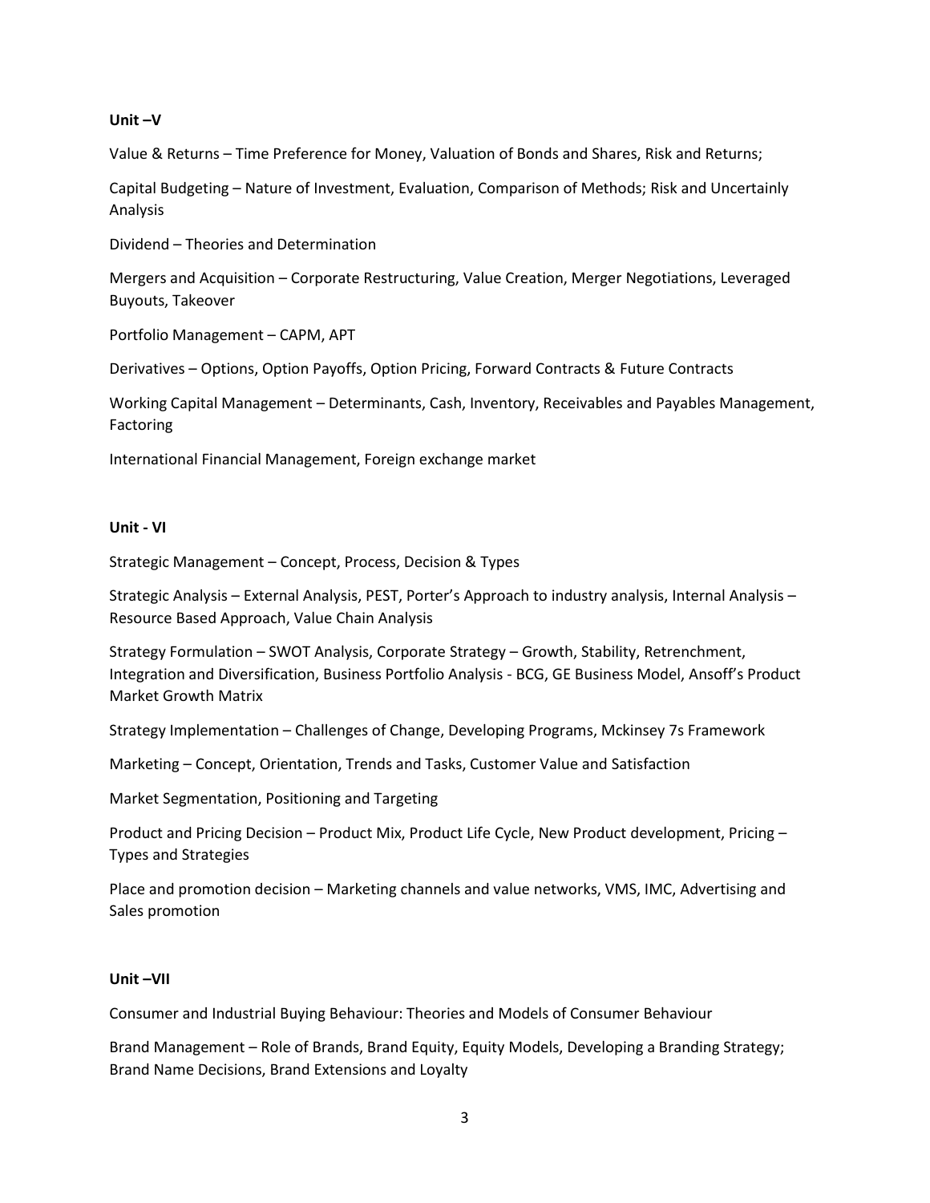**Unit –V**

Value & Returns – Time Preference for Money, Valuation of Bonds and Shares, Risk and Returns;

Capital Budgeting – Nature of Investment, Evaluation, Comparison of Methods; Risk and Uncertainly Analysis

Dividend – Theories and Determination

Mergers and Acquisition – Corporate Restructuring, Value Creation, Merger Negotiations, Leveraged Buyouts, Takeover

Portfolio Management – CAPM, APT

Derivatives – Options, Option Payoffs, Option Pricing, Forward Contracts & Future Contracts

Working Capital Management – Determinants, Cash, Inventory, Receivables and Payables Management, Factoring

International Financial Management, Foreign exchange market

**Unit - VI**

Strategic Management – Concept, Process, Decision & Types

Strategic Analysis – External Analysis, PEST, Porter's Approach to industry analysis, Internal Analysis – Resource Based Approach, Value Chain Analysis

Strategy Formulation – SWOT Analysis, Corporate Strategy – Growth, Stability, Retrenchment, Integration and Diversification, Business Portfolio Analysis - BCG, GE Business Model, Ansoff's Product Market Growth Matrix

Strategy Implementation – Challenges of Change, Developing Programs, Mckinsey 7s Framework

Marketing – Concept, Orientation, Trends and Tasks, Customer Value and Satisfaction

Market Segmentation, Positioning and Targeting

Product and Pricing Decision – Product Mix, Product Life Cycle, New Product development, Pricing – Types and Strategies

Place and promotion decision – Marketing channels and value networks, VMS, IMC, Advertising and Sales promotion

**Unit –VII**

Consumer and Industrial Buying Behaviour: Theories and Models of Consumer Behaviour

Brand Management – Role of Brands, Brand Equity, Equity Models, Developing a Branding Strategy; Brand Name Decisions, Brand Extensions and Loyalty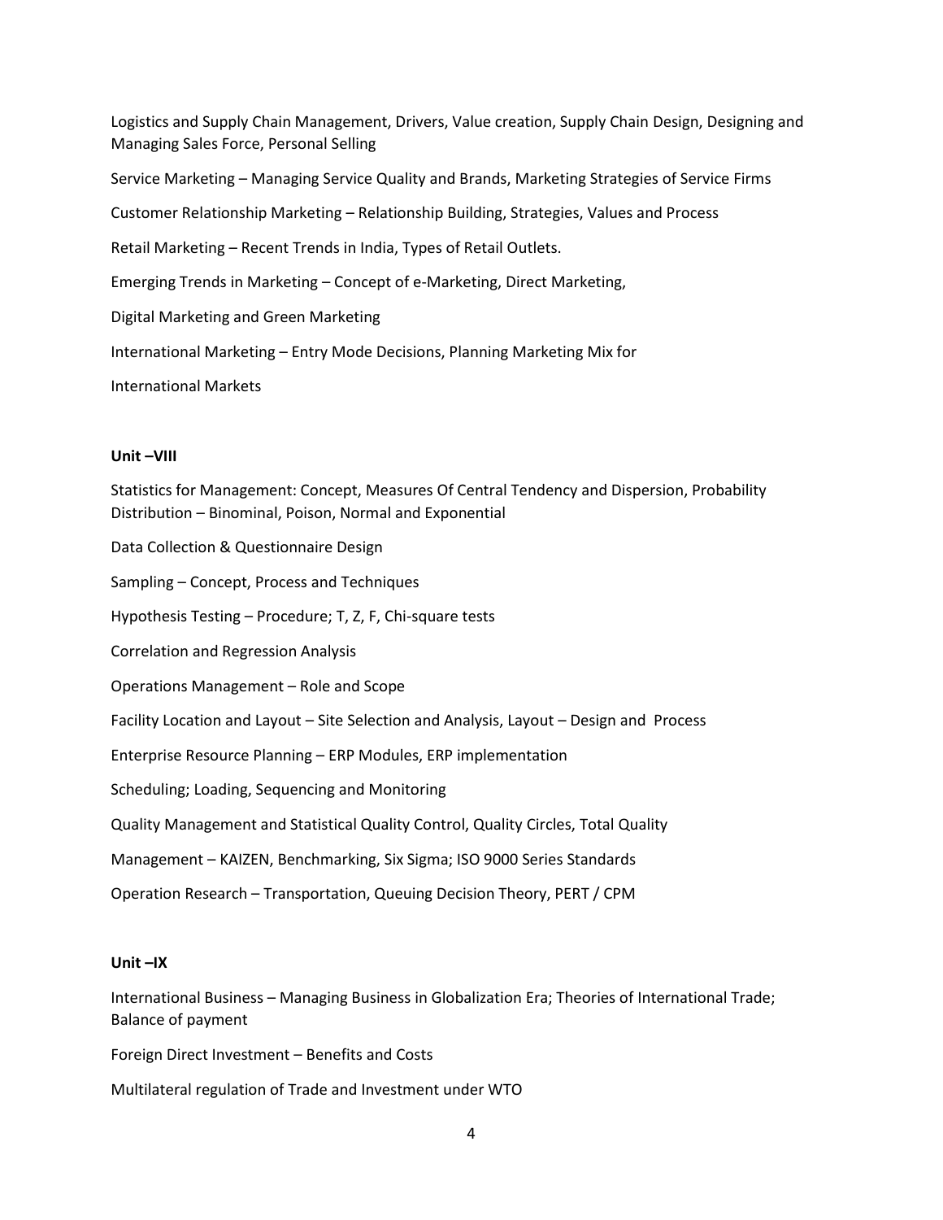Logistics and Supply Chain Management, Drivers, Value creation, Supply Chain Design, Designing and Managing Sales Force, Personal Selling

Service Marketing – Managing Service Quality and Brands, Marketing Strategies of Service Firms

Customer Relationship Marketing – Relationship Building, Strategies, Values and Process

Retail Marketing – Recent Trends in India, Types of Retail Outlets.

Emerging Trends in Marketing – Concept of e-Marketing, Direct Marketing,

Digital Marketing and Green Marketing

International Marketing – Entry Mode Decisions, Planning Marketing Mix for

International Markets

**Unit –VIII**

Statistics for Management: Concept, Measures Of Central Tendency and Dispersion, Probability Distribution – Binominal, Poison, Normal and Exponential

Data Collection & Questionnaire Design

Sampling – Concept, Process and Techniques

Hypothesis Testing – Procedure; T, Z, F, Chi-square tests

Correlation and Regression Analysis

Operations Management – Role and Scope

Facility Location and Layout – Site Selection and Analysis, Layout – Design and Process

Enterprise Resource Planning – ERP Modules, ERP implementation

Scheduling; Loading, Sequencing and Monitoring

Quality Management and Statistical Quality Control, Quality Circles, Total Quality

Management – KAIZEN, Benchmarking, Six Sigma; ISO 9000 Series Standards

Operation Research – Transportation, Queuing Decision Theory, PERT / CPM

**Unit –IX**

International Business – Managing Business in Globalization Era; Theories of International Trade; Balance of payment

Foreign Direct Investment – Benefits and Costs

Multilateral regulation of Trade and Investment under WTO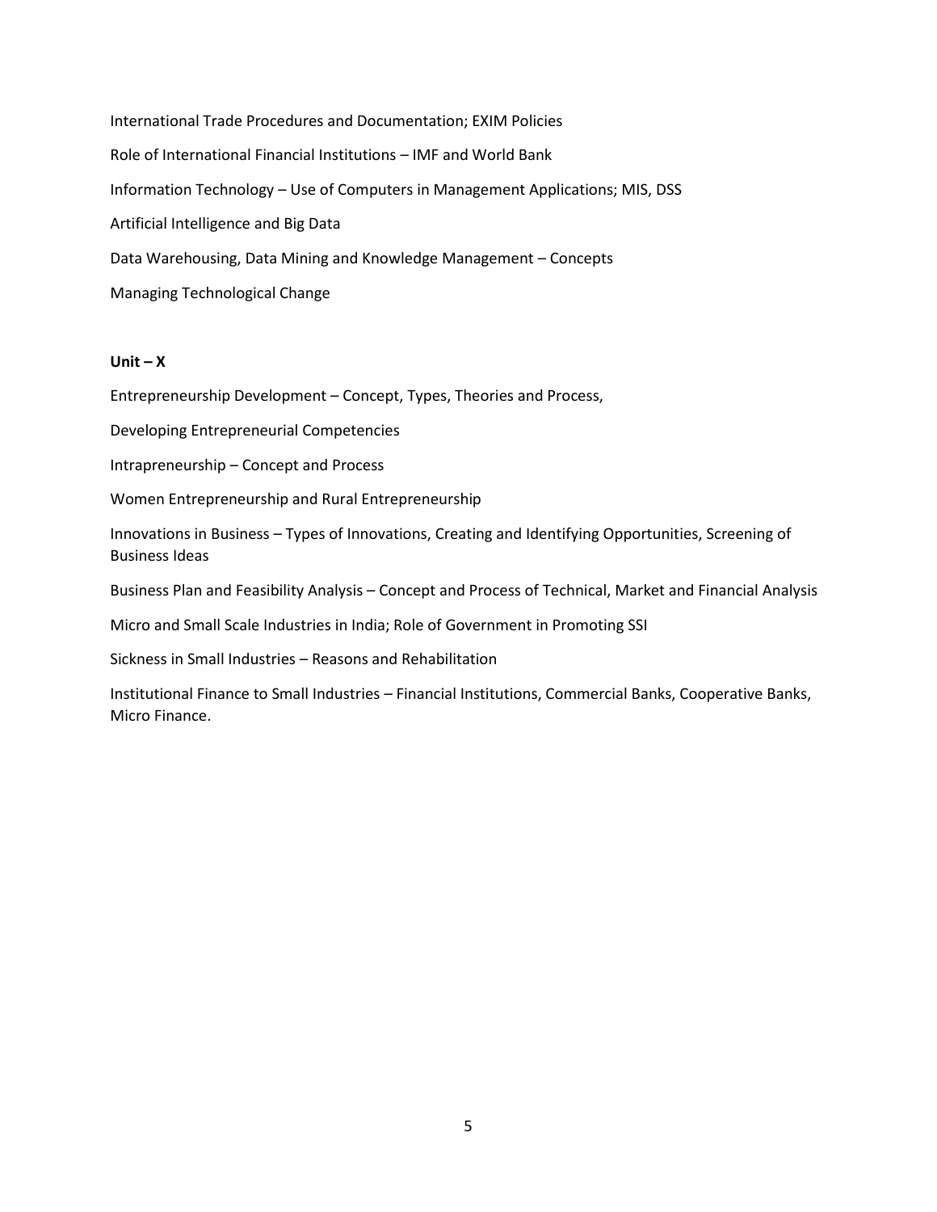International Trade Procedures and Documentation; EXIM Policies

Role of International Financial Institutions – IMF and World Bank

Information Technology – Use of Computers in Management Applications; MIS, DSS

Artificial Intelligence and Big Data

Data Warehousing, Data Mining and Knowledge Management – Concepts

Managing Technological Change

**Unit – X**

Entrepreneurship Development – Concept, Types, Theories and Process,

Developing Entrepreneurial Competencies

Intrapreneurship – Concept and Process

Women Entrepreneurship and Rural Entrepreneurship

Innovations in Business – Types of Innovations, Creating and Identifying Opportunities, Screening of Business Ideas

Business Plan and Feasibility Analysis – Concept and Process of Technical, Market and Financial Analysis

Micro and Small Scale Industries in India; Role of Government in Promoting SSI

Sickness in Small Industries – Reasons and Rehabilitation

Institutional Finance to Small Industries – Financial Institutions, Commercial Banks, Cooperative Banks, Micro Finance.